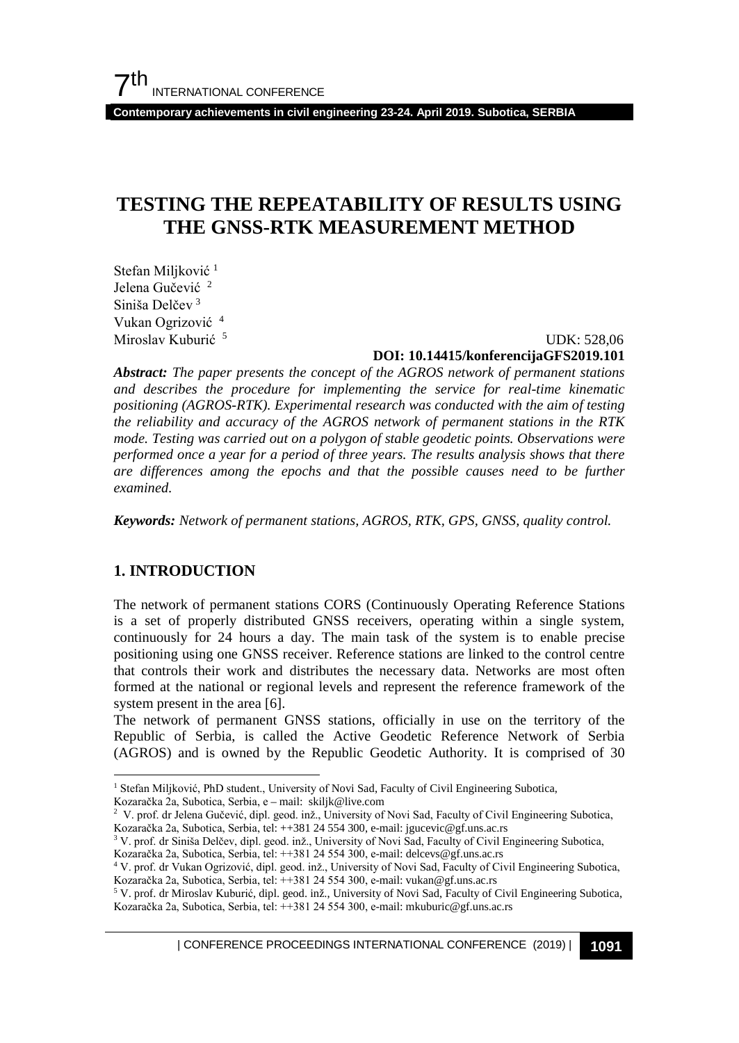# TESTING THE REPEATABILITY OF RESULTS USING THE GNSS-RTK MEASUREMENT METHOD

Stefan Miljković [1]
Jelena Gučević [2]
Siniša Delčev [3]
Vukan Ogrizović [4]
Miroslav Kuburić [5]

UDK: 528,06
**DOI: 10.14415/konferencijaGFS2019.101**

***Abstract:*** *The paper presents the concept of the AGROS network of permanent stations and describes the procedure for implementing the service for real-time kinematic positioning (AGROS-RTK). Experimental research was conducted with the aim of testing the reliability and accuracy of the AGROS network of permanent stations in the RTK mode. Testing was carried out on a polygon of stable geodetic points. Observations were performed once a year for a period of three years. The results analysis shows that there are differences among the epochs and that the possible causes need to be further examined.*

***Keywords:*** *Network of permanent stations, AGROS, RTK, GPS, GNSS, quality control.*

## 1. INTRODUCTION

The network of permanent stations CORS (Continuously Operating Reference Stations is a set of properly distributed GNSS receivers, operating within a single system, continuously for 24 hours a day. The main task of the system is to enable precise positioning using one GNSS receiver. Reference stations are linked to the control centre that controls their work and distributes the necessary data. Networks are most often formed at the national or regional levels and represent the reference framework of the system present in the area [6].

The network of permanent GNSS stations, officially in use on the territory of the Republic of Serbia, is called the Active Geodetic Reference Network of Serbia (AGROS) and is owned by the Republic Geodetic Authority. It is comprised of 30

---

[1] Stefan Miljković, PhD student., University of Novi Sad, Faculty of Civil Engineering Subotica, Kozaračka 2a, Subotica, Serbia, e – mail: skiljk@live.com

[2] V. prof. dr Jelena Gučević, dipl. geod. inž., University of Novi Sad, Faculty of Civil Engineering Subotica, Kozaračka 2a, Subotica, Serbia, tel: ++381 24 554 300, e-mail: jgucevic@gf.uns.ac.rs

[3] V. prof. dr Siniša Delčev, dipl. geod. inž., University of Novi Sad, Faculty of Civil Engineering Subotica, Kozaračka 2a, Subotica, Serbia, tel: ++381 24 554 300, e-mail: delcevs@gf.uns.ac.rs

[4] V. prof. dr Vukan Ogrizović, dipl. geod. inž., University of Novi Sad, Faculty of Civil Engineering Subotica, Kozaračka 2a, Subotica, Serbia, tel: ++381 24 554 300, e-mail: vukan@gf.uns.ac.rs

[5] V. prof. dr Miroslav Kuburić, dipl. geod. inž., University of Novi Sad, Faculty of Civil Engineering Subotica, Kozaračka 2a, Subotica, Serbia, tel: ++381 24 554 300, e-mail: mkuburic@gf.uns.ac.rs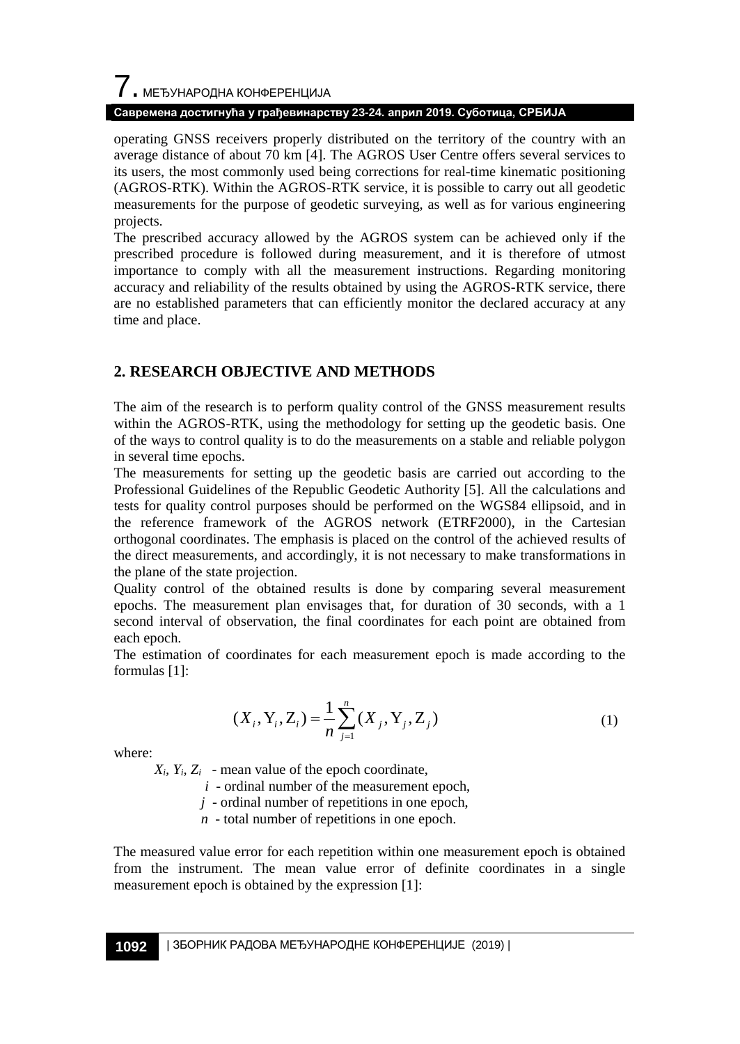operating GNSS receivers properly distributed on the territory of the country with an average distance of about 70 km [4]. The AGROS User Centre offers several services to its users, the most commonly used being corrections for real-time kinematic positioning (AGROS-RTK). Within the AGROS-RTK service, it is possible to carry out all geodetic measurements for the purpose of geodetic surveying, as well as for various engineering projects.

The prescribed accuracy allowed by the AGROS system can be achieved only if the prescribed procedure is followed during measurement, and it is therefore of utmost importance to comply with all the measurement instructions. Regarding monitoring accuracy and reliability of the results obtained by using the AGROS-RTK service, there are no established parameters that can efficiently monitor the declared accuracy at any time and place.

## 2. RESEARCH OBJECTIVE AND METHODS

The aim of the research is to perform quality control of the GNSS measurement results within the AGROS-RTK, using the methodology for setting up the geodetic basis. One of the ways to control quality is to do the measurements on a stable and reliable polygon in several time epochs.

The measurements for setting up the geodetic basis are carried out according to the Professional Guidelines of the Republic Geodetic Authority [5]. All the calculations and tests for quality control purposes should be performed on the WGS84 ellipsoid, and in the reference framework of the AGROS network (ETRF2000), in the Cartesian orthogonal coordinates. The emphasis is placed on the control of the achieved results of the direct measurements, and accordingly, it is not necessary to make transformations in the plane of the state projection.

Quality control of the obtained results is done by comparing several measurement epochs. The measurement plan envisages that, for duration of 30 seconds, with a 1 second interval of observation, the final coordinates for each point are obtained from each epoch.

The estimation of coordinates for each measurement epoch is made according to the formulas [1]:

$$(X_i, Y_i, Z_i) = \frac{1}{n}\sum_{j=1}^{n}(X_j, Y_j, Z_j) \tag{1}$$

where:

$X_i, Y_i, Z_i$ - mean value of the epoch coordinate,

$i$ - ordinal number of the measurement epoch,

$j$ - ordinal number of repetitions in one epoch,

$n$ - total number of repetitions in one epoch.

The measured value error for each repetition within one measurement epoch is obtained from the instrument. The mean value error of definite coordinates in a single measurement epoch is obtained by the expression [1]: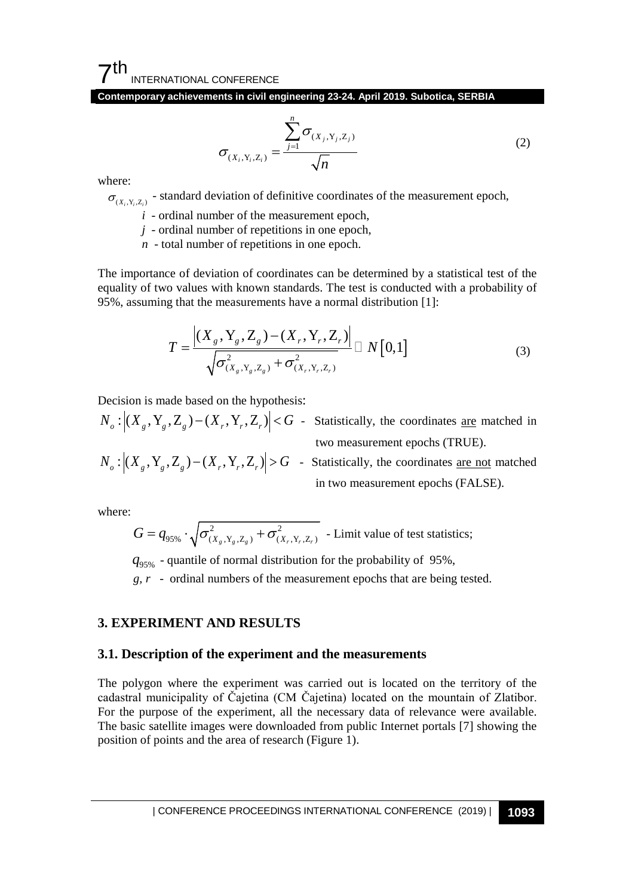$$\sigma_{(X_i,Y_i,Z_i)} = \frac{\sum_{j=1}^{n} \sigma_{(X_j,Y_j,Z_j)}}{\sqrt{n}} \tag{2}$$

where:

$\sigma_{(X_i,Y_i,Z_i)}$ - standard deviation of definitive coordinates of the measurement epoch,

$i$ - ordinal number of the measurement epoch,

$j$ - ordinal number of repetitions in one epoch,

$n$ - total number of repetitions in one epoch.

The importance of deviation of coordinates can be determined by a statistical test of the equality of two values with known standards. The test is conducted with a probability of 95%, assuming that the measurements have a normal distribution [1]:

$$T = \frac{\left|(X_g, Y_g, Z_g) - (X_r, Y_r, Z_r)\right|}{\sqrt{\sigma^2_{(X_g,Y_g,Z_g)} + \sigma^2_{(X_r,Y_r,Z_r)}}} \sim N[0,1] \tag{3}$$

Decision is made based on the hypothesis:

$N_o : \left|(X_g, Y_g, Z_g) - (X_r, Y_r, Z_r)\right| < G$ - Statistically, the coordinates are matched in two measurement epochs (TRUE).

$N_o : \left|(X_g, Y_g, Z_g) - (X_r, Y_r, Z_r)\right| > G$ - Statistically, the coordinates are not matched in two measurement epochs (FALSE).

where:

$G = q_{95\%} \cdot \sqrt{\sigma^2_{(X_g,Y_g,Z_g)} + \sigma^2_{(X_r,Y_r,Z_r)}}$ - Limit value of test statistics;

$q_{95\%}$ - quantile of normal distribution for the probability of 95%,

$g, r$ - ordinal numbers of the measurement epochs that are being tested.

## 3. EXPERIMENT AND RESULTS

### 3.1. Description of the experiment and the measurements

The polygon where the experiment was carried out is located on the territory of the cadastral municipality of Čajetina (CM Čajetina) located on the mountain of Zlatibor. For the purpose of the experiment, all the necessary data of relevance were available. The basic satellite images were downloaded from public Internet portals [7] showing the position of points and the area of research (Figure 1).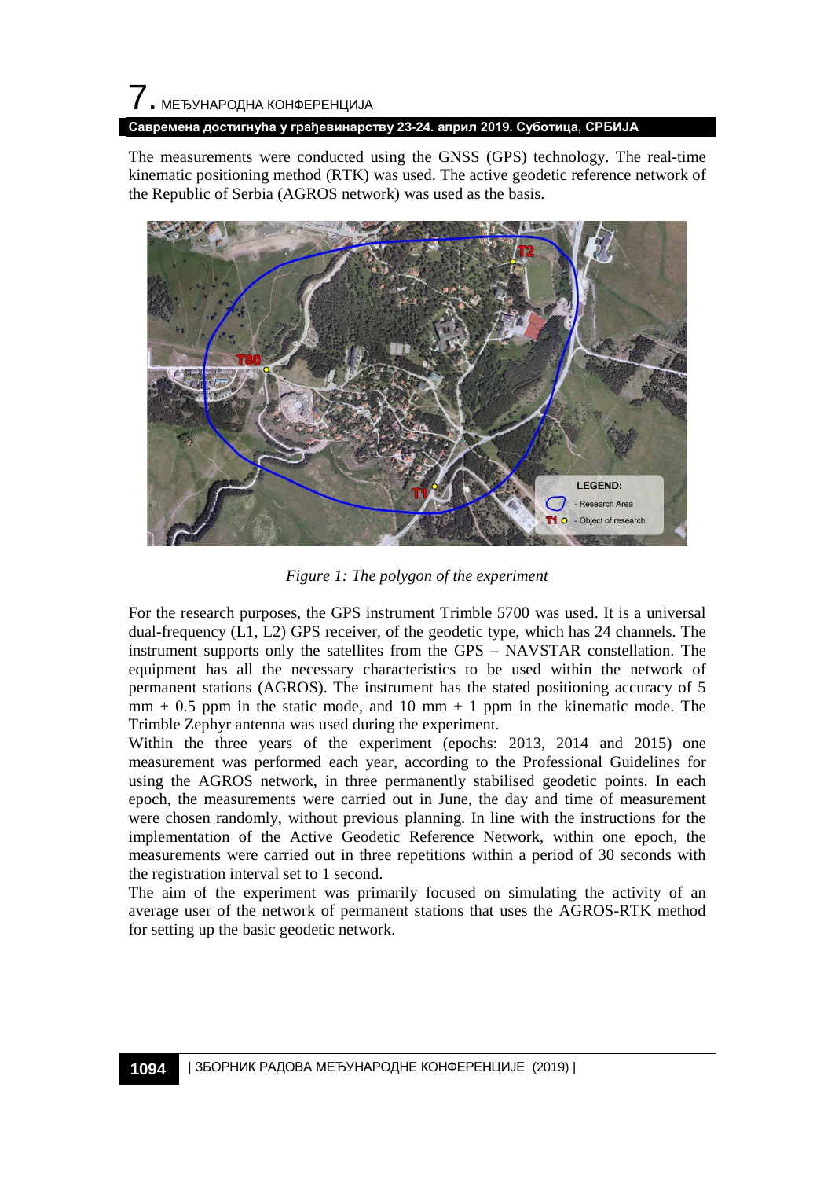The measurements were conducted using the GNSS (GPS) technology. The real-time kinematic positioning method (RTK) was used. The active geodetic reference network of the Republic of Serbia (AGROS network) was used as the basis.

*Figure 1: The polygon of the experiment*

For the research purposes, the GPS instrument Trimble 5700 was used. It is a universal dual-frequency (L1, L2) GPS receiver, of the geodetic type, which has 24 channels. The instrument supports only the satellites from the GPS – NAVSTAR constellation. The equipment has all the necessary characteristics to be used within the network of permanent stations (AGROS). The instrument has the stated positioning accuracy of 5 mm + 0.5 ppm in the static mode, and 10 mm + 1 ppm in the kinematic mode. The Trimble Zephyr antenna was used during the experiment.

Within the three years of the experiment (epochs: 2013, 2014 and 2015) one measurement was performed each year, according to the Professional Guidelines for using the AGROS network, in three permanently stabilised geodetic points. In each epoch, the measurements were carried out in June, the day and time of measurement were chosen randomly, without previous planning. In line with the instructions for the implementation of the Active Geodetic Reference Network, within one epoch, the measurements were carried out in three repetitions within a period of 30 seconds with the registration interval set to 1 second.

The aim of the experiment was primarily focused on simulating the activity of an average user of the network of permanent stations that uses the AGROS-RTK method for setting up the basic geodetic network.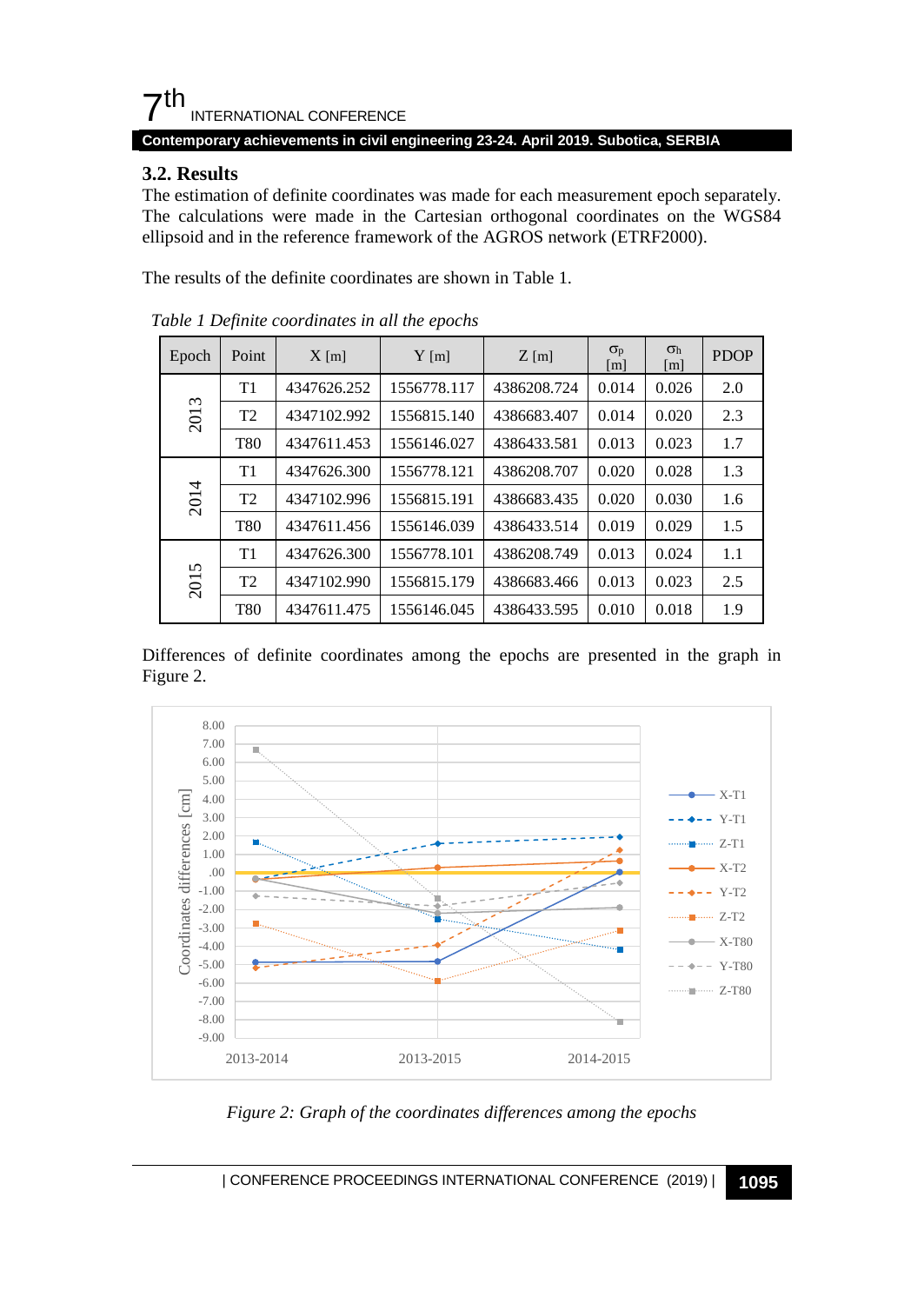### 3.2. Results

The estimation of definite coordinates was made for each measurement epoch separately. The calculations were made in the Cartesian orthogonal coordinates on the WGS84 ellipsoid and in the reference framework of the AGROS network (ETRF2000).

The results of the definite coordinates are shown in Table 1.

*Table 1 Definite coordinates in all the epochs*

| Epoch | Point | X [m] | Y [m] | Z [m] | $\sigma_p$ [m] | $\sigma_h$ [m] | PDOP |
|---|---|---|---|---|---|---|---|
| 2013 | T1 | 4347626.252 | 1556778.117 | 4386208.724 | 0.014 | 0.026 | 2.0 |
| | T2 | 4347102.992 | 1556815.140 | 4386683.407 | 0.014 | 0.020 | 2.3 |
| | T80 | 4347611.453 | 1556146.027 | 4386433.581 | 0.013 | 0.023 | 1.7 |
| 2014 | T1 | 4347626.300 | 1556778.121 | 4386208.707 | 0.020 | 0.028 | 1.3 |
| | T2 | 4347102.996 | 1556815.191 | 4386683.435 | 0.020 | 0.030 | 1.6 |
| | T80 | 4347611.456 | 1556146.039 | 4386433.514 | 0.019 | 0.029 | 1.5 |
| 2015 | T1 | 4347626.300 | 1556778.101 | 4386208.749 | 0.013 | 0.024 | 1.1 |
| | T2 | 4347102.990 | 1556815.179 | 4386683.466 | 0.013 | 0.023 | 2.5 |
| | T80 | 4347611.475 | 1556146.045 | 4386433.595 | 0.010 | 0.018 | 1.9 |

Differences of definite coordinates among the epochs are presented in the graph in Figure 2.

*Figure 2: Graph of the coordinates differences among the epochs*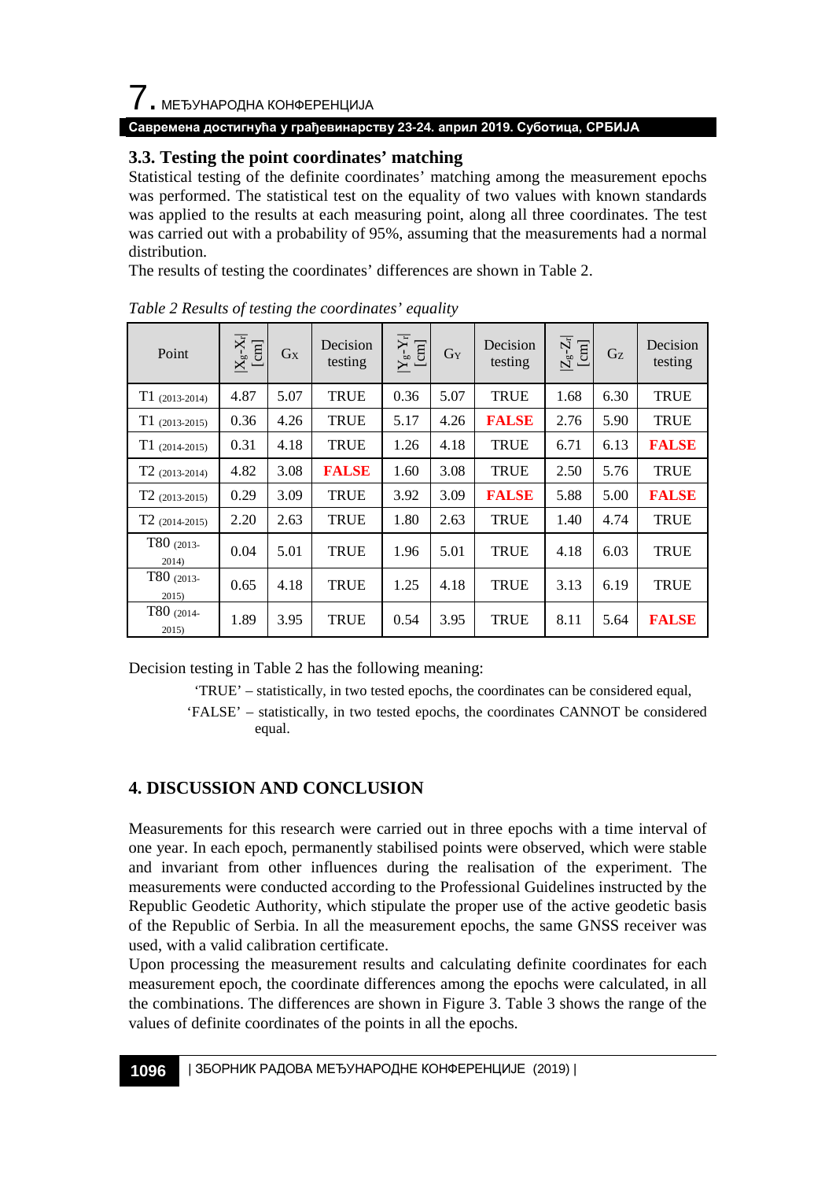### 3.3. Testing the point coordinates' matching

Statistical testing of the definite coordinates' matching among the measurement epochs was performed. The statistical test on the equality of two values with known standards was applied to the results at each measuring point, along all three coordinates. The test was carried out with a probability of 95%, assuming that the measurements had a normal distribution.

The results of testing the coordinates' differences are shown in Table 2.

*Table 2 Results of testing the coordinates' equality*

| Point | $\lvert X_g - X_r \rvert$ [cm] | $G_X$ | Decision testing | $\lvert Y_g - Y_r \rvert$ [cm] | $G_Y$ | Decision testing | $\lvert Z_g - Z_r \rvert$ [cm] | $G_Z$ | Decision testing |
|---|---|---|---|---|---|---|---|---|---|
| T1 (2013-2014) | 4.87 | 5.07 | TRUE | 0.36 | 5.07 | TRUE | 1.68 | 6.30 | TRUE |
| T1 (2013-2015) | 0.36 | 4.26 | TRUE | 5.17 | 4.26 | **FALSE** | 2.76 | 5.90 | TRUE |
| T1 (2014-2015) | 0.31 | 4.18 | TRUE | 1.26 | 4.18 | TRUE | 6.71 | 6.13 | **FALSE** |
| T2 (2013-2014) | 4.82 | 3.08 | **FALSE** | 1.60 | 3.08 | TRUE | 2.50 | 5.76 | TRUE |
| T2 (2013-2015) | 0.29 | 3.09 | TRUE | 3.92 | 3.09 | **FALSE** | 5.88 | 5.00 | **FALSE** |
| T2 (2014-2015) | 2.20 | 2.63 | TRUE | 1.80 | 2.63 | TRUE | 1.40 | 4.74 | TRUE |
| T80 (2013-2014) | 0.04 | 5.01 | TRUE | 1.96 | 5.01 | TRUE | 4.18 | 6.03 | TRUE |
| T80 (2013-2015) | 0.65 | 4.18 | TRUE | 1.25 | 4.18 | TRUE | 3.13 | 6.19 | TRUE |
| T80 (2014-2015) | 1.89 | 3.95 | TRUE | 0.54 | 3.95 | TRUE | 8.11 | 5.64 | **FALSE** |

Decision testing in Table 2 has the following meaning:

'TRUE' – statistically, in two tested epochs, the coordinates can be considered equal,

'FALSE' – statistically, in two tested epochs, the coordinates CANNOT be considered equal.

## 4. DISCUSSION AND CONCLUSION

Measurements for this research were carried out in three epochs with a time interval of one year. In each epoch, permanently stabilised points were observed, which were stable and invariant from other influences during the realisation of the experiment. The measurements were conducted according to the Professional Guidelines instructed by the Republic Geodetic Authority, which stipulate the proper use of the active geodetic basis of the Republic of Serbia. In all the measurement epochs, the same GNSS receiver was used, with a valid calibration certificate.

Upon processing the measurement results and calculating definite coordinates for each measurement epoch, the coordinate differences among the epochs were calculated, in all the combinations. The differences are shown in Figure 3. Table 3 shows the range of the values of definite coordinates of the points in all the epochs.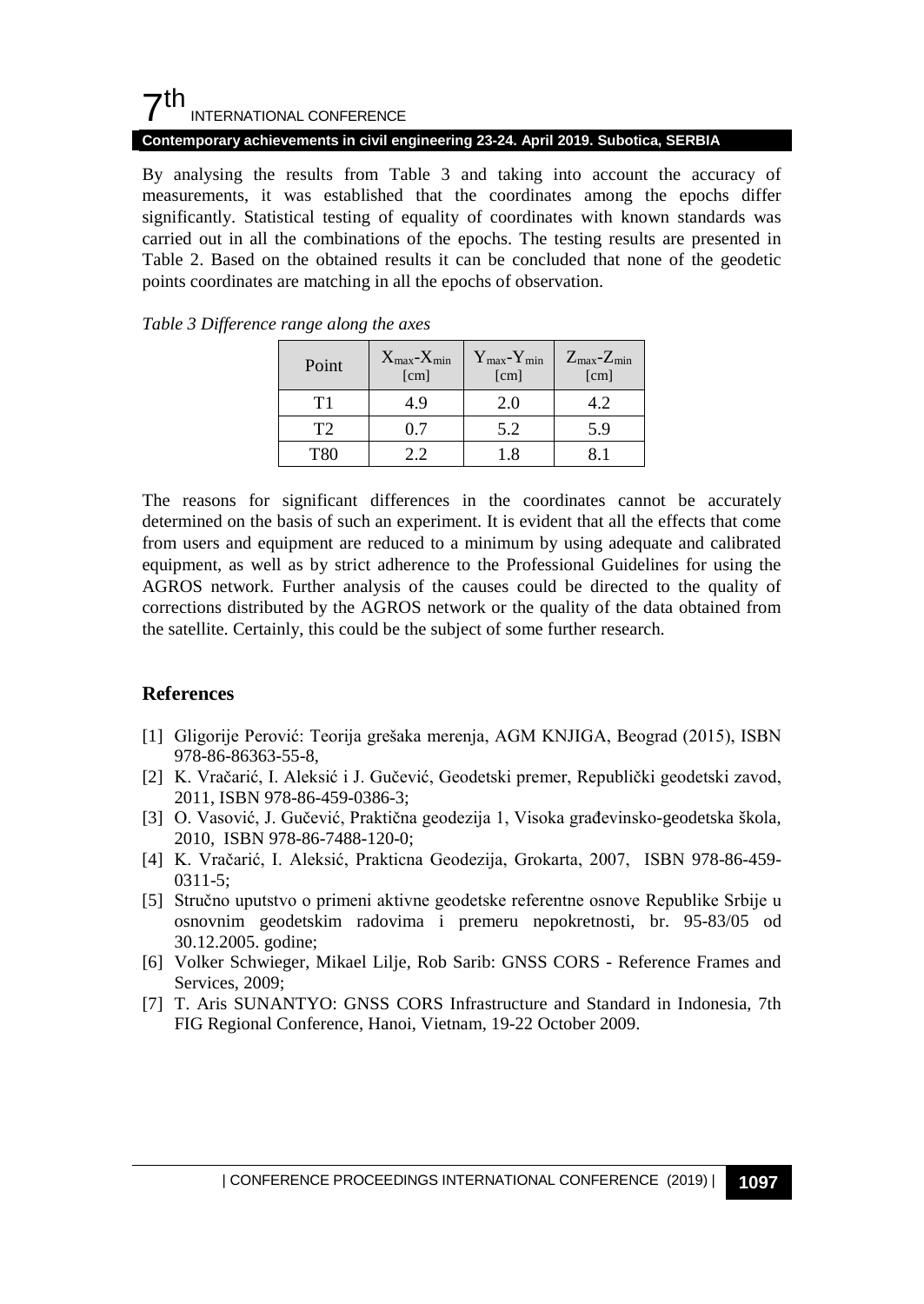By analysing the results from Table 3 and taking into account the accuracy of measurements, it was established that the coordinates among the epochs differ significantly. Statistical testing of equality of coordinates with known standards was carried out in all the combinations of the epochs. The testing results are presented in Table 2. Based on the obtained results it can be concluded that none of the geodetic points coordinates are matching in all the epochs of observation.

*Table 3 Difference range along the axes*

| Point | $X_{max}$-$X_{min}$ [cm] | $Y_{max}$-$Y_{min}$ [cm] | $Z_{max}$-$Z_{min}$ [cm] |
|---|---|---|---|
| T1 | 4.9 | 2.0 | 4.2 |
| T2 | 0.7 | 5.2 | 5.9 |
| T80 | 2.2 | 1.8 | 8.1 |

The reasons for significant differences in the coordinates cannot be accurately determined on the basis of such an experiment. It is evident that all the effects that come from users and equipment are reduced to a minimum by using adequate and calibrated equipment, as well as by strict adherence to the Professional Guidelines for using the AGROS network. Further analysis of the causes could be directed to the quality of corrections distributed by the AGROS network or the quality of the data obtained from the satellite. Certainly, this could be the subject of some further research.

## References

[1] Gligorije Perović: Teorija grešaka merenja, AGM KNJIGA, Beograd (2015), ISBN 978-86-86363-55-8,

[2] K. Vračarić, I. Aleksić i J. Gučević, Geodetski premer, Republički geodetski zavod, 2011, ISBN 978-86-459-0386-3;

[3] O. Vasović, J. Gučević, Praktična geodezija 1, Visoka građevinsko-geodetska škola, 2010, ISBN 978-86-7488-120-0;

[4] K. Vračarić, I. Aleksić, Prakticna Geodezija, Grokarta, 2007, ISBN 978-86-459-0311-5;

[5] Stručno uputstvo o primeni aktivne geodetske referentne osnove Republike Srbije u osnovnim geodetskim radovima i premeru nepokretnosti, br. 95-83/05 od 30.12.2005. godine;

[6] Volker Schwieger, Mikael Lilje, Rob Sarib: GNSS CORS - Reference Frames and Services, 2009;

[7] T. Aris SUNANTYO: GNSS CORS Infrastructure and Standard in Indonesia, 7th FIG Regional Conference, Hanoi, Vietnam, 19-22 October 2009.